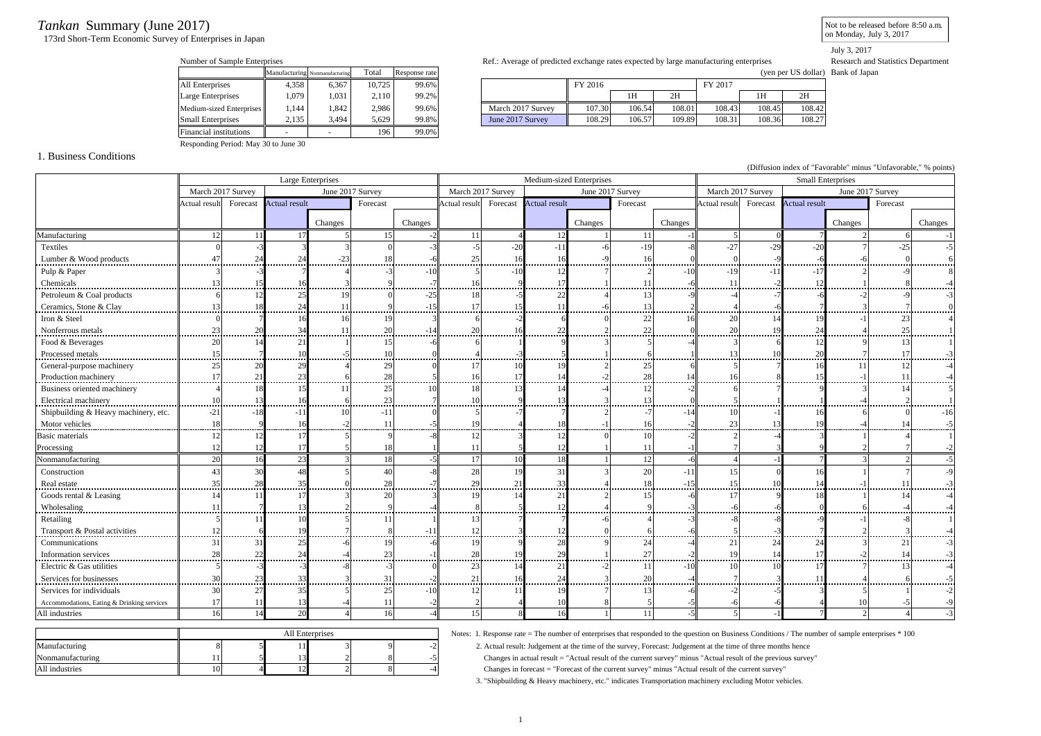# *Tankan* Summary (June 2017)

173rd Short-Term Economic Survey of Enterprises in Japan

Not to be released before 8:50 a.m. on Monday, July 3, 2017

July 3, 2017
Research and Statistics Department
Bank of Japan

Number of Sample Enterprises

| | Manufacturing | Nonmanufacturing | Total | Response rate |
|---|---|---|---|---|
| All Enterprises | 4,358 | 6,367 | 10,725 | 99.6% |
| Large Enterprises | 1,079 | 1,031 | 2,110 | 99.2% |
| Medium-sized Enterprises | 1,144 | 1,842 | 2,986 | 99.6% |
| Small Enterprises | 2,135 | 3,494 | 5,629 | 99.8% |
| Financial institutions | - | - | 196 | 99.0% |

Responding Period: May 30 to June 30

Ref.: Average of predicted exchange rates expected by large manufacturing enterprises

(yen per US dollar)

| | FY 2016 | | | FY 2017 | | |
|---|---|---|---|---|---|---|
| | | 1H | 2H | | 1H | 2H |
| March 2017 Survey | 107.30 | 106.54 | 108.01 | 108.43 | 108.45 | 108.42 |
| June 2017 Survey | 108.29 | 106.57 | 109.89 | 108.31 | 108.36 | 108.27 |

## 1. Business Conditions

(Diffusion index of "Favorable" minus "Unfavorable," % points)

| | Large Enterprises | | | | | | Medium-sized Enterprises | | | | | | Small Enterprises | | | | | |
|---|---|---|---|---|---|---|---|---|---|---|---|---|---|---|---|---|---|---|
| | March 2017 Survey | | June 2017 Survey | | | | March 2017 Survey | | June 2017 Survey | | | | March 2017 Survey | | June 2017 Survey | | | |
| | Actual result | Forecast | Actual result | Changes | Forecast | Changes | Actual result | Forecast | Actual result | Changes | Forecast | Changes | Actual result | Forecast | Actual result | Changes | Forecast | Changes |
| Manufacturing | 12 | 11 | 17 | 5 | 15 | -2 | 11 | 4 | 12 | 1 | 11 | -1 | 5 | 0 | 7 | 2 | 6 | -1 |
| Textiles | 0 | -3 | 3 | 3 | 0 | -3 | -5 | -20 | -11 | -6 | -19 | -8 | -27 | -29 | -20 | 7 | -25 | -5 |
| Lumber & Wood products | 47 | 24 | 24 | -23 | 18 | -6 | 25 | 16 | 16 | -9 | 16 | 0 | 0 | -9 | -6 | -6 | 0 | 6 |
| Pulp & Paper | 3 | -3 | 7 | 4 | -3 | -10 | 5 | -10 | 12 | 7 | 2 | -10 | -19 | -11 | -17 | 2 | -9 | 8 |
| Chemicals | 13 | 15 | 16 | 3 | 9 | -7 | 16 | 9 | 17 | 1 | 11 | -6 | 11 | -2 | 12 | 1 | 8 | -4 |
| Petroleum & Coal products | 6 | 12 | 25 | 19 | 0 | -25 | 18 | -5 | 22 | 4 | 13 | -9 | -4 | -7 | -6 | -2 | -9 | -3 |
| Ceramics, Stone & Clay | 13 | 18 | 24 | 11 | 9 | -15 | 17 | 15 | 11 | -6 | 13 | 2 | 4 | -6 | 7 | 3 | 7 | 0 |
| Iron & Steel | 0 | 7 | 16 | 16 | 19 | 3 | 6 | -2 | 6 | 0 | 22 | 16 | 20 | 14 | 19 | -1 | 23 | 4 |
| Nonferrous metals | 23 | 20 | 34 | 11 | 20 | -14 | 20 | 16 | 22 | 2 | 22 | 0 | 20 | 19 | 24 | 4 | 25 | 1 |
| Food & Beverages | 20 | 14 | 21 | 1 | 15 | -6 | 6 | 1 | 9 | 3 | 5 | -4 | 3 | 6 | 12 | 9 | 13 | 1 |
| Processed metals | 15 | 7 | 10 | -5 | 10 | 0 | 4 | -3 | 5 | 1 | 6 | 1 | 13 | 10 | 20 | 7 | 17 | -3 |
| General-purpose machinery | 25 | 20 | 29 | 4 | 29 | 0 | 17 | 10 | 19 | 2 | 25 | 6 | 5 | 7 | 16 | 11 | 12 | -4 |
| Production machinery | 17 | 21 | 23 | 6 | 28 | 5 | 16 | 17 | 14 | -2 | 28 | 14 | 16 | 8 | 15 | -1 | 11 | -4 |
| Business oriented machinery | 4 | 18 | 15 | 11 | 25 | 10 | 18 | 13 | 14 | -4 | 12 | -2 | 6 | 7 | 9 | 3 | 14 | 5 |
| Electrical machinery | 10 | 13 | 16 | 6 | 23 | 7 | 10 | 9 | 13 | 3 | 13 | 0 | 5 | 1 | 1 | -4 | 2 | 1 |
| Shipbuilding & Heavy machinery, etc. | -21 | -18 | -11 | 10 | -11 | 0 | 5 | -7 | 7 | 2 | -7 | -14 | 10 | -1 | 16 | 6 | 0 | -16 |
| Motor vehicles | 18 | 9 | 16 | -2 | 11 | -5 | 19 | 4 | 18 | -1 | 16 | -2 | 23 | 13 | 19 | -4 | 14 | -5 |
| Basic materials | 12 | 12 | 17 | 5 | 9 | -8 | 12 | 3 | 12 | 0 | 10 | -2 | 2 | -4 | 3 | 1 | 4 | 1 |
| Processing | 12 | 12 | 17 | 5 | 18 | 1 | 11 | 5 | 12 | 1 | 11 | -1 | 7 | 3 | 9 | 2 | 7 | -2 |
| Nonmanufacturing | 20 | 16 | 23 | 3 | 18 | -5 | 17 | 10 | 18 | 1 | 12 | -6 | 4 | -1 | 7 | 3 | 2 | -5 |
| Construction | 43 | 30 | 48 | 5 | 40 | -8 | 28 | 19 | 31 | 3 | 20 | -11 | 15 | 0 | 16 | 1 | 7 | -9 |
| Real estate | 35 | 28 | 35 | 0 | 28 | -7 | 29 | 21 | 33 | 4 | 18 | -15 | 15 | 10 | 14 | -1 | 11 | -3 |
| Goods rental & Leasing | 14 | 11 | 17 | 3 | 20 | 3 | 19 | 14 | 21 | 2 | 15 | -6 | 17 | 9 | 18 | 1 | 14 | -4 |
| Wholesaling | 11 | 7 | 13 | 2 | 9 | -4 | 8 | 5 | 12 | 4 | 9 | -3 | -6 | -6 | 0 | 6 | -4 | -4 |
| Retailing | 5 | 11 | 10 | 5 | 11 | 1 | 13 | 7 | 7 | -6 | 4 | -3 | -8 | -8 | -9 | -1 | -8 | 1 |
| Transport & Postal activities | 12 | 6 | 19 | 7 | 8 | -11 | 12 | 3 | 12 | 0 | 6 | -6 | 5 | -3 | 7 | 2 | 3 | -4 |
| Communications | 31 | 31 | 25 | -6 | 19 | -6 | 19 | 9 | 28 | 9 | 24 | -4 | 21 | 24 | 24 | 3 | 21 | -3 |
| Information services | 28 | 22 | 24 | -4 | 23 | -1 | 28 | 19 | 29 | 1 | 27 | -2 | 19 | 14 | 17 | -2 | 14 | -3 |
| Electric & Gas utilities | 5 | -3 | -3 | -8 | -3 | 0 | 23 | 14 | 21 | -2 | 11 | -10 | 10 | 10 | 17 | 7 | 13 | -4 |
| Services for businesses | 30 | 23 | 33 | 3 | 31 | -2 | 21 | 16 | 24 | 3 | 20 | -4 | 7 | 3 | 11 | 4 | 6 | -5 |
| Services for individuals | 30 | 27 | 35 | 5 | 25 | -10 | 12 | 11 | 19 | 7 | 13 | -6 | -2 | -5 | 3 | 5 | 1 | -2 |
| Accommodations, Eating & Drinking services | 17 | 11 | 13 | -4 | 11 | -2 | 2 | 4 | 10 | 8 | 5 | -5 | -6 | -6 | 4 | 10 | -5 | -9 |
| All industries | 16 | 14 | 20 | 4 | 16 | -4 | 15 | 8 | 16 | 1 | 11 | -5 | 5 | -1 | 7 | 2 | 4 | -3 |

| | All Enterprises | | | | | |
|---|---|---|---|---|---|---|
| Manufacturing | 8 | 5 | 11 | 3 | 9 | -2 |
| Nonmanufacturing | 11 | 5 | 13 | 2 | 8 | -5 |
| All industries | 10 | 4 | 12 | 2 | 8 | -4 |

Notes: 1. Response rate = The number of enterprises that responded to the question on Business Conditions / The number of sample enterprises * 100

2. Actual result: Judgement at the time of the survey, Forecast: Judgement at the time of three months hence

Changes in actual result = "Actual result of the current survey" minus "Actual result of the previous survey"

Changes in forecast = "Forecast of the current survey" minus "Actual result of the current survey"

3. "Shipbuilding & Heavy machinery, etc." indicates Transportation machinery excluding Motor vehicles.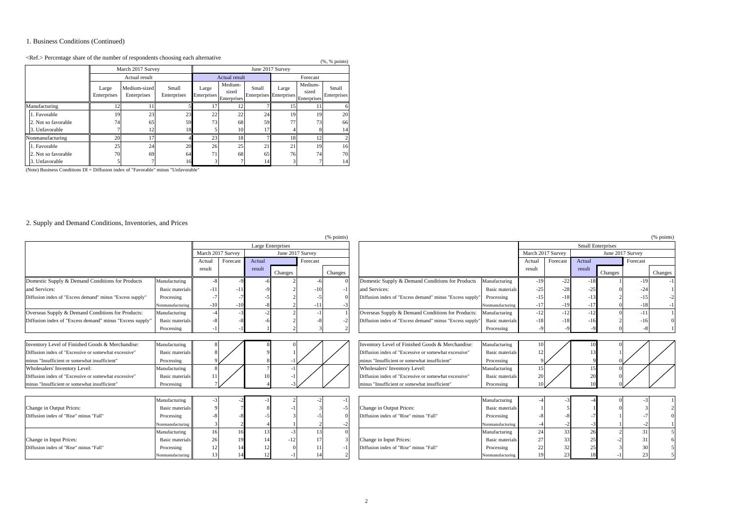## 1. Business Conditions (Continued)

<Ref.> Percentage share of the number of respondents choosing each alternative

(%, % points)

| | March 2017 Survey | | | June 2017 Survey | | | | | |
|---|---|---|---|---|---|---|---|---|---|
| | Actual result | | | Actual result | | | Forecast | | |
| | Large Enterprises | Medium-sized Enterprises | Small Enterprises | Large Enterprises | Medium-sized Enterprises | Small Enterprises | Large Enterprises | Medium-sized Enterprises | Small Enterprises |
| Manufacturing | 12 | 11 | 5 | 17 | 12 | 7 | 15 | 11 | 6 |
| 1. Favorable | 19 | 23 | 23 | 22 | 22 | 24 | 19 | 19 | 20 |
| 2. Not so favorable | 74 | 65 | 59 | 73 | 68 | 59 | 77 | 73 | 66 |
| 3. Unfavorable | 7 | 12 | 18 | 5 | 10 | 17 | 4 | 8 | 14 |
| Nonmanufacturing | 20 | 17 | 4 | 23 | 18 | 7 | 18 | 12 | 2 |
| 1. Favorable | 25 | 24 | 20 | 26 | 25 | 21 | 21 | 19 | 16 |
| 2. Not so favorable | 70 | 69 | 64 | 71 | 68 | 65 | 76 | 74 | 70 |
| 3. Unfavorable | 5 | 7 | 16 | 3 | 7 | 14 | 3 | 7 | 14 |

(Note) Business Conditions DI = Diffusion index of "Favorable" minus "Unfavorable"

## 2. Supply and Demand Conditions, Inventories, and Prices

(% points)

**Large Enterprises**

| | | March 2017 Survey | | June 2017 Survey | | | |
|---|---|---|---|---|---|---|---|
| | | Actual result | Forecast | Actual result | Changes | Forecast | Changes |
| Domestic Supply & Demand Conditions for Products and Services: Diffusion index of "Excess demand" minus "Excess supply" | Manufacturing | -8 | -9 | -6 | 2 | -6 | 0 |
| | Basic materials | -11 | -11 | -9 | 2 | -10 | -1 |
| | Processing | -7 | -7 | -5 | 2 | -5 | 0 |
| | Nonmanufacturing | -10 | -10 | -8 | 2 | -11 | -3 |
| Overseas Supply & Demand Conditions for Products: Diffusion index of "Excess demand" minus "Excess supply" | Manufacturing | -4 | -3 | -2 | 2 | -1 | 1 |
| | Basic materials | -8 | -8 | -6 | 2 | -8 | -2 |
| | Processing | -1 | -1 | 1 | 2 | 3 | 2 |
| Inventory Level of Finished Goods & Merchandise: Diffusion index of "Excessive or somewhat excessive" minus "Insufficient or somewhat insufficient" | Manufacturing | 8 | | 8 | 0 | | |
| | Basic materials | 8 | | 9 | 1 | | |
| | Processing | 9 | | 8 | -1 | | |
| Wholesalers' Inventory Level: Diffusion index of "Excessive or somewhat excessive" minus "Insufficient or somewhat insufficient" | Manufacturing | 8 | | 7 | -1 | | |
| | Basic materials | 11 | | 10 | -1 | | |
| | Processing | 7 | | 4 | -3 | | |
| Change in Output Prices: Diffusion index of "Rise" minus "Fall" | Manufacturing | -3 | -2 | -1 | 2 | -2 | -1 |
| | Basic materials | 9 | 7 | 8 | -1 | 3 | -5 |
| | Processing | -8 | -8 | -5 | 3 | -5 | 0 |
| | Nonmanufacturing | 3 | 2 | 4 | 1 | 2 | -2 |
| Change in Input Prices: Diffusion index of "Rise" minus "Fall" | Manufacturing | 16 | 16 | 13 | -3 | 13 | 0 |
| | Basic materials | 26 | 19 | 14 | -12 | 17 | 3 |
| | Processing | 12 | 14 | 12 | 0 | 11 | -1 |
| | Nonmanufacturing | 13 | 14 | 12 | -1 | 14 | 2 |

(% points)

**Small Enterprises**

| | | March 2017 Survey | | June 2017 Survey | | | |
|---|---|---|---|---|---|---|---|
| | | Actual result | Forecast | Actual result | Changes | Forecast | Changes |
| Domestic Supply & Demand Conditions for Products and Services: Diffusion index of "Excess demand" minus "Excess supply" | Manufacturing | -19 | -22 | -18 | 1 | -19 | -1 |
| | Basic materials | -25 | -28 | -25 | 0 | -24 | 1 |
| | Processing | -15 | -18 | -13 | 2 | -15 | -2 |
| | Nonmanufacturing | -17 | -19 | -17 | 0 | -18 | -1 |
| Overseas Supply & Demand Conditions for Products: Diffusion index of "Excess demand" minus "Excess supply" | Manufacturing | -12 | -12 | -12 | 0 | -11 | 1 |
| | Basic materials | -18 | -18 | -16 | 2 | -16 | 0 |
| | Processing | -9 | -9 | -9 | 0 | -8 | 1 |
| Inventory Level of Finished Goods & Merchandise: Diffusion index of "Excessive or somewhat excessive" minus "Insufficient or somewhat insufficient" | Manufacturing | 10 | | 10 | 0 | | |
| | Basic materials | 12 | | 13 | 1 | | |
| | Processing | 9 | | 9 | 0 | | |
| Wholesalers' Inventory Level: Diffusion index of "Excessive or somewhat excessive" minus "Insufficient or somewhat insufficient" | Manufacturing | 15 | | 15 | 0 | | |
| | Basic materials | 20 | | 20 | 0 | | |
| | Processing | 10 | | 10 | 0 | | |
| Change in Output Prices: Diffusion index of "Rise" minus "Fall" | Manufacturing | -4 | -3 | -4 | 0 | -3 | 1 |
| | Basic materials | 1 | 5 | 1 | 0 | 3 | 2 |
| | Processing | -8 | -8 | -7 | 1 | -7 | 0 |
| | Nonmanufacturing | -4 | -2 | -3 | 1 | -2 | 1 |
| Change in Input Prices: Diffusion index of "Rise" minus "Fall" | Manufacturing | 24 | 33 | 26 | 2 | 31 | 5 |
| | Basic materials | 27 | 33 | 25 | -2 | 31 | 6 |
| | Processing | 22 | 32 | 25 | 3 | 30 | 5 |
| | Nonmanufacturing | 19 | 23 | 18 | -1 | 23 | 5 |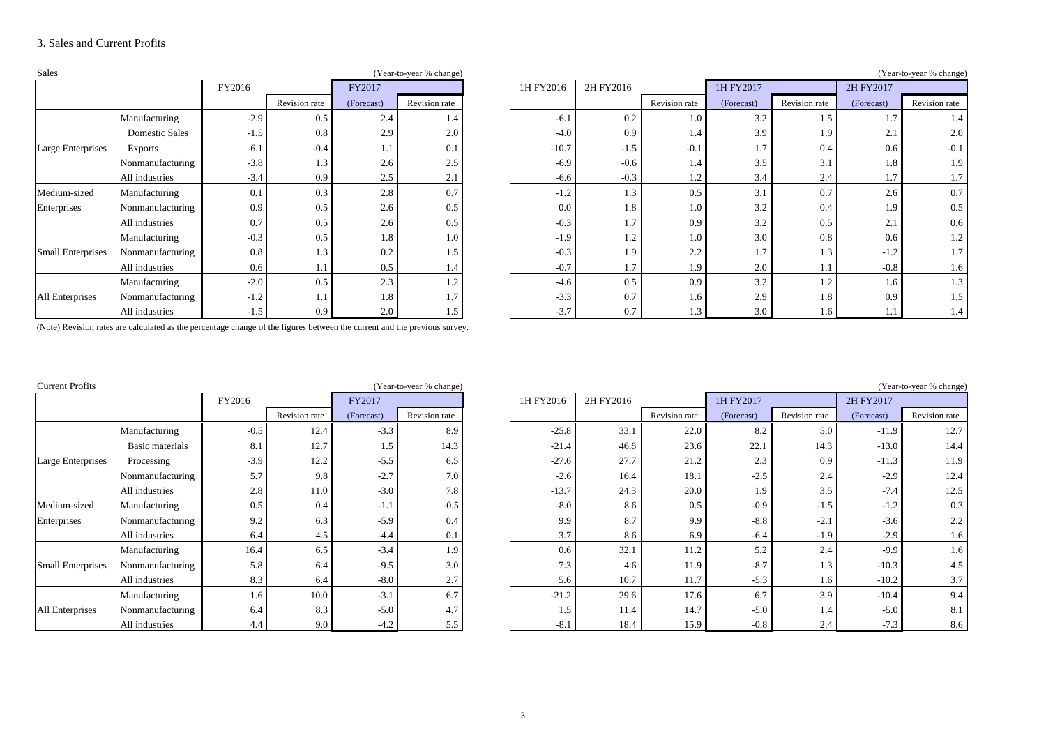## 3. Sales and Current Profits

Sales (Year-to-year % change)

| | | FY2016 | | FY2017 | |
|---|---|---|---|---|---|
| | | | Revision rate | (Forecast) | Revision rate |
| Large Enterprises | Manufacturing | -2.9 | 0.5 | 2.4 | 1.4 |
| | Domestic Sales | -1.5 | 0.8 | 2.9 | 2.0 |
| | Exports | -6.1 | -0.4 | 1.1 | 0.1 |
| | Nonmanufacturing | -3.8 | 1.3 | 2.6 | 2.5 |
| | All industries | -3.4 | 0.9 | 2.5 | 2.1 |
| Medium-sized Enterprises | Manufacturing | 0.1 | 0.3 | 2.8 | 0.7 |
| | Nonmanufacturing | 0.9 | 0.5 | 2.6 | 0.5 |
| | All industries | 0.7 | 0.5 | 2.6 | 0.5 |
| Small Enterprises | Manufacturing | -0.3 | 0.5 | 1.8 | 1.0 |
| | Nonmanufacturing | 0.8 | 1.3 | 0.2 | 1.5 |
| | All industries | 0.6 | 1.1 | 0.5 | 1.4 |
| All Enterprises | Manufacturing | -2.0 | 0.5 | 2.3 | 1.2 |
| | Nonmanufacturing | -1.2 | 1.1 | 1.8 | 1.7 |
| | All industries | -1.5 | 0.9 | 2.0 | 1.5 |

(Year-to-year % change)

| | | 1H FY2016 | 2H FY2016 | | 1H FY2017 | | 2H FY2017 | |
|---|---|---|---|---|---|---|---|---|
| | | | | Revision rate | (Forecast) | Revision rate | (Forecast) | Revision rate |
| Large Enterprises | Manufacturing | -6.1 | 0.2 | 1.0 | 3.2 | 1.5 | 1.7 | 1.4 |
| | Domestic Sales | -4.0 | 0.9 | 1.4 | 3.9 | 1.9 | 2.1 | 2.0 |
| | Exports | -10.7 | -1.5 | -0.1 | 1.7 | 0.4 | 0.6 | -0.1 |
| | Nonmanufacturing | -6.9 | -0.6 | 1.4 | 3.5 | 3.1 | 1.8 | 1.9 |
| | All industries | -6.6 | -0.3 | 1.2 | 3.4 | 2.4 | 1.7 | 1.7 |
| Medium-sized Enterprises | Manufacturing | -1.2 | 1.3 | 0.5 | 3.1 | 0.7 | 2.6 | 0.7 |
| | Nonmanufacturing | 0.0 | 1.8 | 1.0 | 3.2 | 0.4 | 1.9 | 0.5 |
| | All industries | -0.3 | 1.7 | 0.9 | 3.2 | 0.5 | 2.1 | 0.6 |
| Small Enterprises | Manufacturing | -1.9 | 1.2 | 1.0 | 3.0 | 0.8 | 0.6 | 1.2 |
| | Nonmanufacturing | -0.3 | 1.9 | 2.2 | 1.7 | 1.3 | -1.2 | 1.7 |
| | All industries | -0.7 | 1.7 | 1.9 | 2.0 | 1.1 | -0.8 | 1.6 |
| All Enterprises | Manufacturing | -4.6 | 0.5 | 0.9 | 3.2 | 1.2 | 1.6 | 1.3 |
| | Nonmanufacturing | -3.3 | 0.7 | 1.6 | 2.9 | 1.8 | 0.9 | 1.5 |
| | All industries | -3.7 | 0.7 | 1.3 | 3.0 | 1.6 | 1.1 | 1.4 |

(Note) Revision rates are calculated as the percentage change of the figures between the current and the previous survey.

Current Profits (Year-to-year % change)

| | | FY2016 | | FY2017 | |
|---|---|---|---|---|---|
| | | | Revision rate | (Forecast) | Revision rate |
| Large Enterprises | Manufacturing | -0.5 | 12.4 | -3.3 | 8.9 |
| | Basic materials | 8.1 | 12.7 | 1.5 | 14.3 |
| | Processing | -3.9 | 12.2 | -5.5 | 6.5 |
| | Nonmanufacturing | 5.7 | 9.8 | -2.7 | 7.0 |
| | All industries | 2.8 | 11.0 | -3.0 | 7.8 |
| Medium-sized Enterprises | Manufacturing | 0.5 | 0.4 | -1.1 | -0.5 |
| | Nonmanufacturing | 9.2 | 6.3 | -5.9 | 0.4 |
| | All industries | 6.4 | 4.5 | -4.4 | 0.1 |
| Small Enterprises | Manufacturing | 16.4 | 6.5 | -3.4 | 1.9 |
| | Nonmanufacturing | 5.8 | 6.4 | -9.5 | 3.0 |
| | All industries | 8.3 | 6.4 | -8.0 | 2.7 |
| All Enterprises | Manufacturing | 1.6 | 10.0 | -3.1 | 6.7 |
| | Nonmanufacturing | 6.4 | 8.3 | -5.0 | 4.7 |
| | All industries | 4.4 | 9.0 | -4.2 | 5.5 |

(Year-to-year % change)

| | | 1H FY2016 | 2H FY2016 | | 1H FY2017 | | 2H FY2017 | |
|---|---|---|---|---|---|---|---|---|
| | | | | Revision rate | (Forecast) | Revision rate | (Forecast) | Revision rate |
| Large Enterprises | Manufacturing | -25.8 | 33.1 | 22.0 | 8.2 | 5.0 | -11.9 | 12.7 |
| | Basic materials | -21.4 | 46.8 | 23.6 | 22.1 | 14.3 | -13.0 | 14.4 |
| | Processing | -27.6 | 27.7 | 21.2 | 2.3 | 0.9 | -11.3 | 11.9 |
| | Nonmanufacturing | -2.6 | 16.4 | 18.1 | -2.5 | 2.4 | -2.9 | 12.4 |
| | All industries | -13.7 | 24.3 | 20.0 | 1.9 | 3.5 | -7.4 | 12.5 |
| Medium-sized Enterprises | Manufacturing | -8.0 | 8.6 | 0.5 | -0.9 | -1.5 | -1.2 | 0.3 |
| | Nonmanufacturing | 9.9 | 8.7 | 9.9 | -8.8 | -2.1 | -3.6 | 2.2 |
| | All industries | 3.7 | 8.6 | 6.9 | -6.4 | -1.9 | -2.9 | 1.6 |
| Small Enterprises | Manufacturing | 0.6 | 32.1 | 11.2 | 5.2 | 2.4 | -9.9 | 1.6 |
| | Nonmanufacturing | 7.3 | 4.6 | 11.9 | -8.7 | 1.3 | -10.3 | 4.5 |
| | All industries | 5.6 | 10.7 | 11.7 | -5.3 | 1.6 | -10.2 | 3.7 |
| All Enterprises | Manufacturing | -21.2 | 29.6 | 17.6 | 6.7 | 3.9 | -10.4 | 9.4 |
| | Nonmanufacturing | 1.5 | 11.4 | 14.7 | -5.0 | 1.4 | -5.0 | 8.1 |
| | All industries | -8.1 | 18.4 | 15.9 | -0.8 | 2.4 | -7.3 | 8.6 |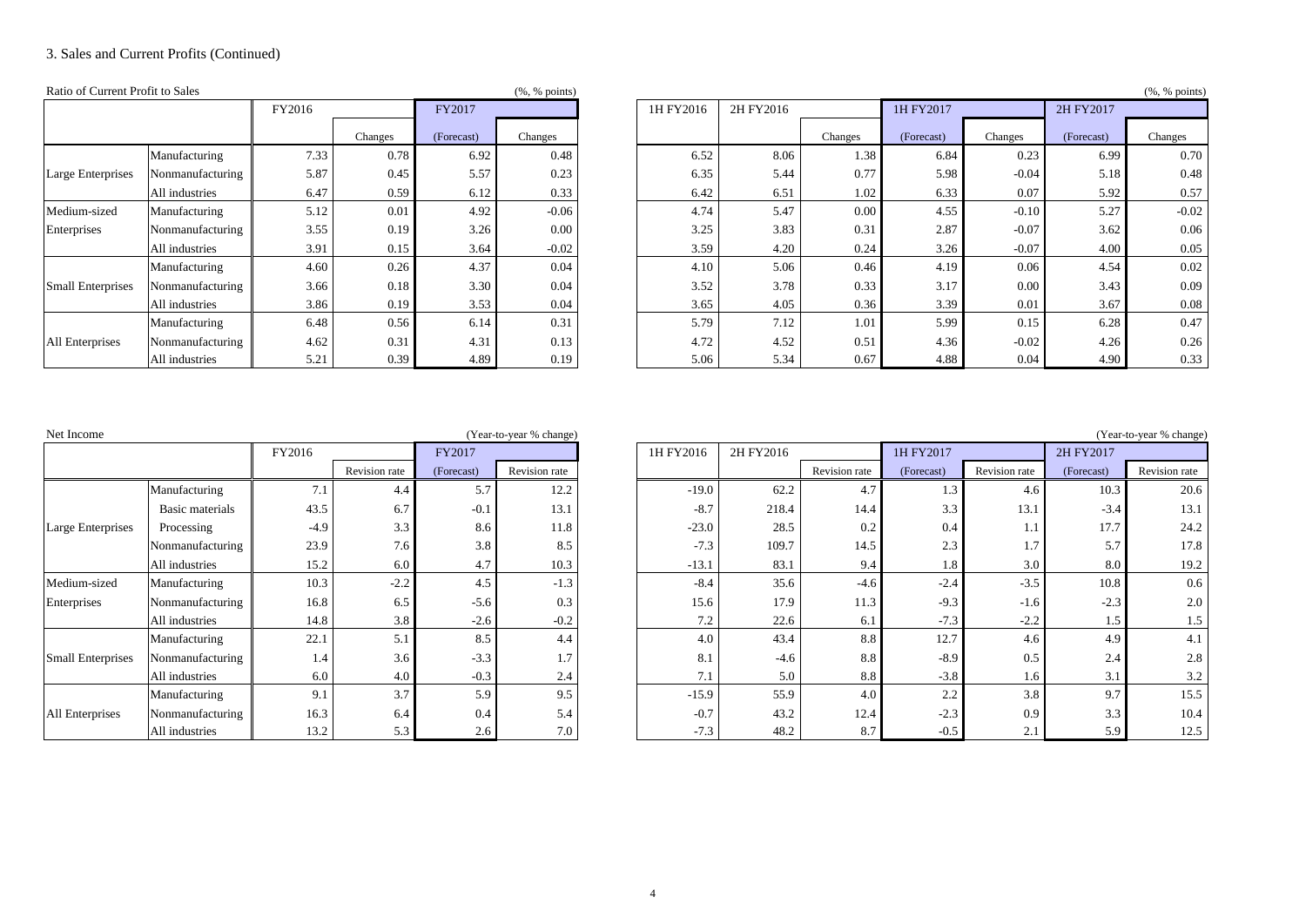## 3. Sales and Current Profits (Continued)

Ratio of Current Profit to Sales (%, % points)

| | | FY2016 | | FY2017 | | 1H FY2016 | 2H FY2016 | | 1H FY2017 | | 2H FY2017 | |
|---|---|---|---|---|---|---|---|---|---|---|---|---|
| | | | Changes | (Forecast) | Changes | | | Changes | (Forecast) | Changes | (Forecast) | Changes |
| Large Enterprises | Manufacturing | 7.33 | 0.78 | 6.92 | 0.48 | 6.52 | 8.06 | 1.38 | 6.84 | 0.23 | 6.99 | 0.70 |
| | Nonmanufacturing | 5.87 | 0.45 | 5.57 | 0.23 | 6.35 | 5.44 | 0.77 | 5.98 | -0.04 | 5.18 | 0.48 |
| | All industries | 6.47 | 0.59 | 6.12 | 0.33 | 6.42 | 6.51 | 1.02 | 6.33 | 0.07 | 5.92 | 0.57 |
| Medium-sized Enterprises | Manufacturing | 5.12 | 0.01 | 4.92 | -0.06 | 4.74 | 5.47 | 0.00 | 4.55 | -0.10 | 5.27 | -0.02 |
| | Nonmanufacturing | 3.55 | 0.19 | 3.26 | 0.00 | 3.25 | 3.83 | 0.31 | 2.87 | -0.07 | 3.62 | 0.06 |
| | All industries | 3.91 | 0.15 | 3.64 | -0.02 | 3.59 | 4.20 | 0.24 | 3.26 | -0.07 | 4.00 | 0.05 |
| Small Enterprises | Manufacturing | 4.60 | 0.26 | 4.37 | 0.04 | 4.10 | 5.06 | 0.46 | 4.19 | 0.06 | 4.54 | 0.02 |
| | Nonmanufacturing | 3.66 | 0.18 | 3.30 | 0.04 | 3.52 | 3.78 | 0.33 | 3.17 | 0.00 | 3.43 | 0.09 |
| | All industries | 3.86 | 0.19 | 3.53 | 0.04 | 3.65 | 4.05 | 0.36 | 3.39 | 0.01 | 3.67 | 0.08 |
| All Enterprises | Manufacturing | 6.48 | 0.56 | 6.14 | 0.31 | 5.79 | 7.12 | 1.01 | 5.99 | 0.15 | 6.28 | 0.47 |
| | Nonmanufacturing | 4.62 | 0.31 | 4.31 | 0.13 | 4.72 | 4.52 | 0.51 | 4.36 | -0.02 | 4.26 | 0.26 |
| | All industries | 5.21 | 0.39 | 4.89 | 0.19 | 5.06 | 5.34 | 0.67 | 4.88 | 0.04 | 4.90 | 0.33 |

Net Income (Year-to-year % change)

| | | FY2016 | | FY2017 | | 1H FY2016 | 2H FY2016 | | 1H FY2017 | | 2H FY2017 | |
|---|---|---|---|---|---|---|---|---|---|---|---|---|
| | | | Revision rate | (Forecast) | Revision rate | | | Revision rate | (Forecast) | Revision rate | (Forecast) | Revision rate |
| Large Enterprises | Manufacturing | 7.1 | 4.4 | 5.7 | 12.2 | -19.0 | 62.2 | 4.7 | 1.3 | 4.6 | 10.3 | 20.6 |
| | Basic materials | 43.5 | 6.7 | -0.1 | 13.1 | -8.7 | 218.4 | 14.4 | 3.3 | 13.1 | -3.4 | 13.1 |
| | Processing | -4.9 | 3.3 | 8.6 | 11.8 | -23.0 | 28.5 | 0.2 | 0.4 | 1.1 | 17.7 | 24.2 |
| | Nonmanufacturing | 23.9 | 7.6 | 3.8 | 8.5 | -7.3 | 109.7 | 14.5 | 2.3 | 1.7 | 5.7 | 17.8 |
| | All industries | 15.2 | 6.0 | 4.7 | 10.3 | -13.1 | 83.1 | 9.4 | 1.8 | 3.0 | 8.0 | 19.2 |
| Medium-sized Enterprises | Manufacturing | 10.3 | -2.2 | 4.5 | -1.3 | -8.4 | 35.6 | -4.6 | -2.4 | -3.5 | 10.8 | 0.6 |
| | Nonmanufacturing | 16.8 | 6.5 | -5.6 | 0.3 | 15.6 | 17.9 | 11.3 | -9.3 | -1.6 | -2.3 | 2.0 |
| | All industries | 14.8 | 3.8 | -2.6 | -0.2 | 7.2 | 22.6 | 6.1 | -7.3 | -2.2 | 1.5 | 1.5 |
| Small Enterprises | Manufacturing | 22.1 | 5.1 | 8.5 | 4.4 | 4.0 | 43.4 | 8.8 | 12.7 | 4.6 | 4.9 | 4.1 |
| | Nonmanufacturing | 1.4 | 3.6 | -3.3 | 1.7 | 8.1 | -4.6 | 8.8 | -8.9 | 0.5 | 2.4 | 2.8 |
| | All industries | 6.0 | 4.0 | -0.3 | 2.4 | 7.1 | 5.0 | 8.8 | -3.8 | 1.6 | 3.1 | 3.2 |
| All Enterprises | Manufacturing | 9.1 | 3.7 | 5.9 | 9.5 | -15.9 | 55.9 | 4.0 | 2.2 | 3.8 | 9.7 | 15.5 |
| | Nonmanufacturing | 16.3 | 6.4 | 0.4 | 5.4 | -0.7 | 43.2 | 12.4 | -2.3 | 0.9 | 3.3 | 10.4 |
| | All industries | 13.2 | 5.3 | 2.6 | 7.0 | -7.3 | 48.2 | 8.7 | -0.5 | 2.1 | 5.9 | 12.5 |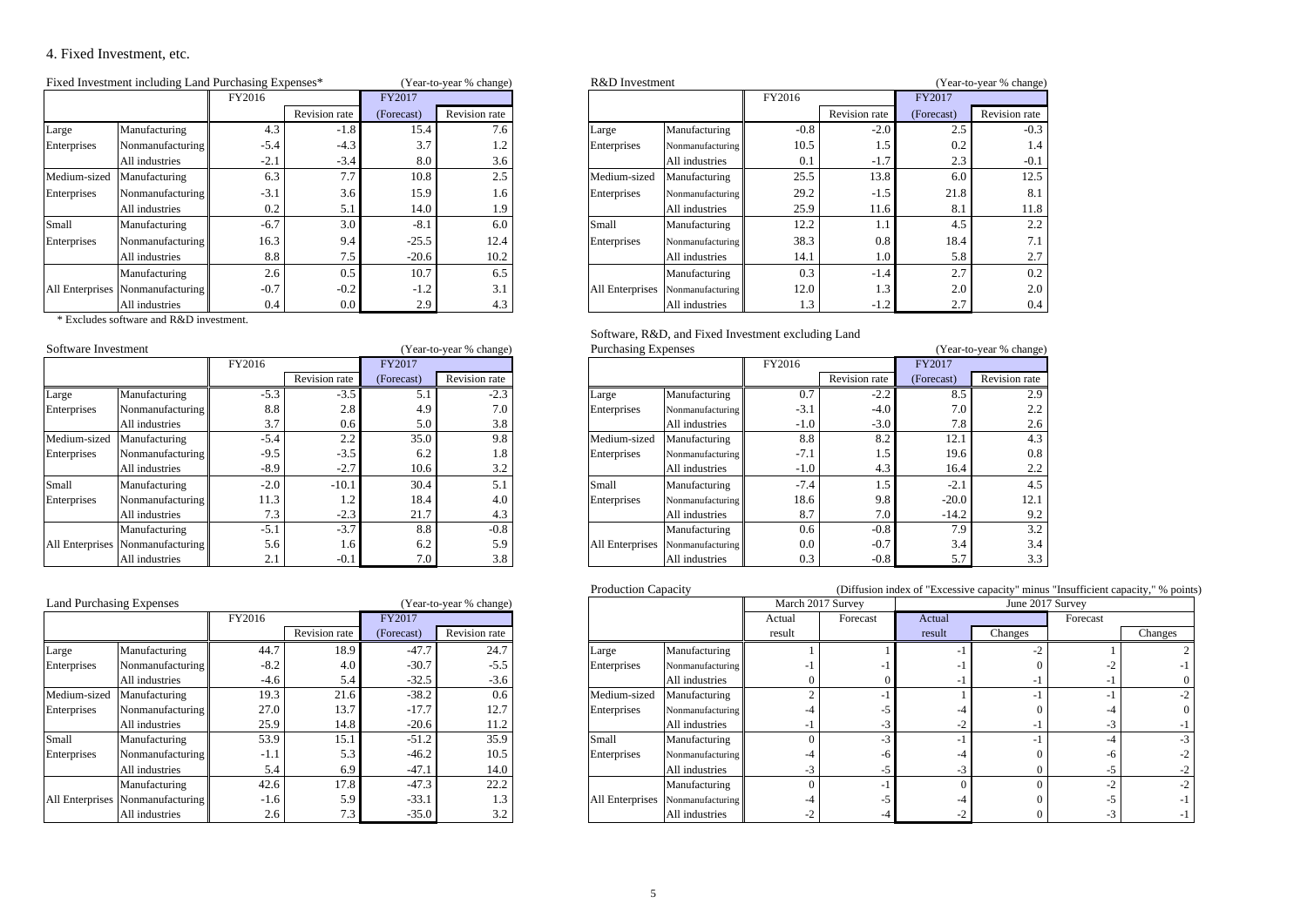## 4. Fixed Investment, etc.

Fixed Investment including Land Purchasing Expenses* (Year-to-year % change)

| | | FY2016 | | FY2017 | |
|---|---|---|---|---|---|
| | | | Revision rate | (Forecast) | Revision rate |
| Large Enterprises | Manufacturing | 4.3 | -1.8 | 15.4 | 7.6 |
| | Nonmanufacturing | -5.4 | -4.3 | 3.7 | 1.2 |
| | All industries | -2.1 | -3.4 | 8.0 | 3.6 |
| Medium-sized Enterprises | Manufacturing | 6.3 | 7.7 | 10.8 | 2.5 |
| | Nonmanufacturing | -3.1 | 3.6 | 15.9 | 1.6 |
| | All industries | 0.2 | 5.1 | 14.0 | 1.9 |
| Small Enterprises | Manufacturing | -6.7 | 3.0 | -8.1 | 6.0 |
| | Nonmanufacturing | 16.3 | 9.4 | -25.5 | 12.4 |
| | All industries | 8.8 | 7.5 | -20.6 | 10.2 |
| All Enterprises | Manufacturing | 2.6 | 0.5 | 10.7 | 6.5 |
| | Nonmanufacturing | -0.7 | -0.2 | -1.2 | 3.1 |
| | All industries | 0.4 | 0.0 | 2.9 | 4.3 |

\* Excludes software and R&D investment.

R&D Investment (Year-to-year % change)

| | | FY2016 | | FY2017 | |
|---|---|---|---|---|---|
| | | | Revision rate | (Forecast) | Revision rate |
| Large Enterprises | Manufacturing | -0.8 | -2.0 | 2.5 | -0.3 |
| | Nonmanufacturing | 10.5 | 1.5 | 0.2 | 1.4 |
| | All industries | 0.1 | -1.7 | 2.3 | -0.1 |
| Medium-sized Enterprises | Manufacturing | 25.5 | 13.8 | 6.0 | 12.5 |
| | Nonmanufacturing | 29.2 | -1.5 | 21.8 | 8.1 |
| | All industries | 25.9 | 11.6 | 8.1 | 11.8 |
| Small Enterprises | Manufacturing | 12.2 | 1.1 | 4.5 | 2.2 |
| | Nonmanufacturing | 38.3 | 0.8 | 18.4 | 7.1 |
| | All industries | 14.1 | 1.0 | 5.8 | 2.7 |
| All Enterprises | Manufacturing | 0.3 | -1.4 | 2.7 | 0.2 |
| | Nonmanufacturing | 12.0 | 1.3 | 2.0 | 2.0 |
| | All industries | 1.3 | -1.2 | 2.7 | 0.4 |

Software Investment (Year-to-year % change)

| | | FY2016 | | FY2017 | |
|---|---|---|---|---|---|
| | | | Revision rate | (Forecast) | Revision rate |
| Large Enterprises | Manufacturing | -5.3 | -3.5 | 5.1 | -2.3 |
| | Nonmanufacturing | 8.8 | 2.8 | 4.9 | 7.0 |
| | All industries | 3.7 | 0.6 | 5.0 | 3.8 |
| Medium-sized Enterprises | Manufacturing | -5.4 | 2.2 | 35.0 | 9.8 |
| | Nonmanufacturing | -9.5 | -3.5 | 6.2 | 1.8 |
| | All industries | -8.9 | -2.7 | 10.6 | 3.2 |
| Small Enterprises | Manufacturing | -2.0 | -10.1 | 30.4 | 5.1 |
| | Nonmanufacturing | 11.3 | 1.2 | 18.4 | 4.0 |
| | All industries | 7.3 | -2.3 | 21.7 | 4.3 |
| All Enterprises | Manufacturing | -5.1 | -3.7 | 8.8 | -0.8 |
| | Nonmanufacturing | 5.6 | 1.6 | 6.2 | 5.9 |
| | All industries | 2.1 | -0.1 | 7.0 | 3.8 |

Software, R&D, and Fixed Investment excluding Land Purchasing Expenses (Year-to-year % change)

| | | FY2016 | | FY2017 | |
|---|---|---|---|---|---|
| | | | Revision rate | (Forecast) | Revision rate |
| Large Enterprises | Manufacturing | 0.7 | -2.2 | 8.5 | 2.9 |
| | Nonmanufacturing | -3.1 | -4.0 | 7.0 | 2.2 |
| | All industries | -1.0 | -3.0 | 7.8 | 2.6 |
| Medium-sized Enterprises | Manufacturing | 8.8 | 8.2 | 12.1 | 4.3 |
| | Nonmanufacturing | -7.1 | 1.5 | 19.6 | 0.8 |
| | All industries | -1.0 | 4.3 | 16.4 | 2.2 |
| Small Enterprises | Manufacturing | -7.4 | 1.5 | -2.1 | 4.5 |
| | Nonmanufacturing | 18.6 | 9.8 | -20.0 | 12.1 |
| | All industries | 8.7 | 7.0 | -14.2 | 9.2 |
| All Enterprises | Manufacturing | 0.6 | -0.8 | 7.9 | 3.2 |
| | Nonmanufacturing | 0.0 | -0.7 | 3.4 | 3.4 |
| | All industries | 0.3 | -0.8 | 5.7 | 3.3 |

Land Purchasing Expenses (Year-to-year % change)

| | | FY2016 | | FY2017 | |
|---|---|---|---|---|---|
| | | | Revision rate | (Forecast) | Revision rate |
| Large Enterprises | Manufacturing | 44.7 | 18.9 | -47.7 | 24.7 |
| | Nonmanufacturing | -8.2 | 4.0 | -30.7 | -5.5 |
| | All industries | -4.6 | 5.4 | -32.5 | -3.6 |
| Medium-sized Enterprises | Manufacturing | 19.3 | 21.6 | -38.2 | 0.6 |
| | Nonmanufacturing | 27.0 | 13.7 | -17.7 | 12.7 |
| | All industries | 25.9 | 14.8 | -20.6 | 11.2 |
| Small Enterprises | Manufacturing | 53.9 | 15.1 | -51.2 | 35.9 |
| | Nonmanufacturing | -1.1 | 5.3 | -46.2 | 10.5 |
| | All industries | 5.4 | 6.9 | -47.1 | 14.0 |
| All Enterprises | Manufacturing | 42.6 | 17.8 | -47.3 | 22.2 |
| | Nonmanufacturing | -1.6 | 5.9 | -33.1 | 1.3 |
| | All industries | 2.6 | 7.3 | -35.0 | 3.2 |

Production Capacity (Diffusion index of "Excessive capacity" minus "Insufficient capacity," % points)

| | | March 2017 Survey | | June 2017 Survey | | | |
|---|---|---|---|---|---|---|---|
| | | Actual result | Forecast | Actual result | Changes | Forecast | Changes |
| Large Enterprises | Manufacturing | 1 | 1 | -1 | -2 | 1 | 2 |
| | Nonmanufacturing | -1 | -1 | -1 | 0 | -2 | -1 |
| | All industries | 0 | 0 | -1 | -1 | -1 | 0 |
| Medium-sized Enterprises | Manufacturing | 2 | -1 | 1 | -1 | -1 | -2 |
| | Nonmanufacturing | -4 | -5 | -4 | 0 | -4 | 0 |
| | All industries | -1 | -3 | -2 | -1 | -3 | -1 |
| Small Enterprises | Manufacturing | 0 | -3 | -1 | -1 | -4 | -3 |
| | Nonmanufacturing | -4 | -6 | -4 | 0 | -6 | -2 |
| | All industries | -3 | -5 | -3 | 0 | -5 | -2 |
| All Enterprises | Manufacturing | 0 | -1 | 0 | 0 | -2 | -2 |
| | Nonmanufacturing | -4 | -5 | -4 | 0 | -5 | -1 |
| | All industries | -2 | -4 | -2 | 0 | -3 | -1 |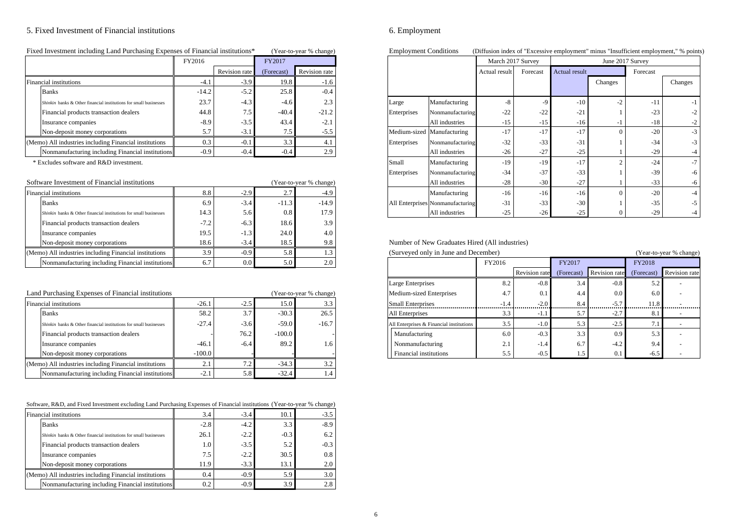## 5. Fixed Investment of Financial institutions

Fixed Investment including Land Purchasing Expenses of Financial institutions* (Year-to-year % change)

| | FY2016 | | FY2017 | |
|---|---|---|---|---|
| | | Revision rate | (Forecast) | Revision rate |
| Financial institutions | -4.1 | -3.9 | 19.8 | -1.6 |
| Banks | -14.2 | -5.2 | 25.8 | -0.4 |
| *Shinkin* banks & Other financial institutions for small businesses | 23.7 | -4.3 | -4.6 | 2.3 |
| Financial products transaction dealers | 44.8 | 7.5 | -40.4 | -21.2 |
| Insurance companies | -8.9 | -3.5 | 43.4 | -2.1 |
| Non-deposit money corporations | 5.7 | -3.1 | 7.5 | -5.5 |
| (Memo) All industries including Financial institutions | 0.3 | -0.1 | 3.3 | 4.1 |
| Nonmanufacturing including Financial institutions | -0.9 | -0.4 | -0.4 | 2.9 |

\* Excludes software and R&D investment.

Software Investment of Financial institutions (Year-to-year % change)

| | FY2016 | | FY2017 | |
|---|---|---|---|---|
| | | Revision rate | (Forecast) | Revision rate |
| Financial institutions | 8.8 | -2.9 | 2.7 | -4.9 |
| Banks | 6.9 | -3.4 | -11.3 | -14.9 |
| *Shinkin* banks & Other financial institutions for small businesses | 14.3 | 5.6 | 0.8 | 17.9 |
| Financial products transaction dealers | -7.2 | -6.3 | 18.6 | 3.9 |
| Insurance companies | 19.5 | -1.3 | 24.0 | 4.0 |
| Non-deposit money corporations | 18.6 | -3.4 | 18.5 | 9.8 |
| (Memo) All industries including Financial institutions | 3.9 | -0.9 | 5.8 | 1.3 |
| Nonmanufacturing including Financial institutions | 6.7 | 0.0 | 5.0 | 2.0 |

Land Purchasing Expenses of Financial institutions (Year-to-year % change)

| | FY2016 | | FY2017 | |
|---|---|---|---|---|
| | | Revision rate | (Forecast) | Revision rate |
| Financial institutions | -26.1 | -2.5 | 15.0 | 3.3 |
| Banks | 58.2 | 3.7 | -30.3 | 26.5 |
| *Shinkin* banks & Other financial institutions for small businesses | -27.4 | -3.6 | -59.0 | -16.7 |
| Financial products transaction dealers | - | 76.2 | -100.0 | - |
| Insurance companies | -46.1 | -6.4 | 89.2 | 1.6 |
| Non-deposit money corporations | -100.0 | - | - | - |
| (Memo) All industries including Financial institutions | 2.1 | 7.2 | -34.3 | 3.2 |
| Nonmanufacturing including Financial institutions | -2.1 | 5.8 | -32.4 | 1.4 |

Software, R&D, and Fixed Investment excluding Land Purchasing Expenses of Financial institutions (Year-to-year % change)

| | FY2016 | | FY2017 | |
|---|---|---|---|---|
| | | Revision rate | (Forecast) | Revision rate |
| Financial institutions | 3.4 | -3.4 | 10.1 | -3.5 |
| Banks | -2.8 | -4.2 | 3.3 | -8.9 |
| *Shinkin* banks & Other financial institutions for small businesses | 26.1 | -2.2 | -0.3 | 6.2 |
| Financial products transaction dealers | 1.0 | -3.5 | 5.2 | -0.3 |
| Insurance companies | 7.5 | -2.2 | 30.5 | 0.8 |
| Non-deposit money corporations | 11.9 | -3.3 | 13.1 | 2.0 |
| (Memo) All industries including Financial institutions | 0.4 | -0.9 | 5.9 | 3.0 |
| Nonmanufacturing including Financial institutions | 0.2 | -0.9 | 3.9 | 2.8 |

## 6. Employment

Employment Conditions (Diffusion index of "Excessive employment" minus "Insufficient employment," % points)

| | | March 2017 Survey | | June 2017 Survey | | | |
|---|---|---|---|---|---|---|---|
| | | Actual result | Forecast | Actual result | Changes | Forecast | Changes |
| Large Enterprises | Manufacturing | -8 | -9 | -10 | -2 | -11 | -1 |
| | Nonmanufacturing | -22 | -22 | -21 | 1 | -23 | -2 |
| | All industries | -15 | -15 | -16 | -1 | -18 | -2 |
| Medium-sized Enterprises | Manufacturing | -17 | -17 | -17 | 0 | -20 | -3 |
| | Nonmanufacturing | -32 | -33 | -31 | 1 | -34 | -3 |
| | All industries | -26 | -27 | -25 | 1 | -29 | -4 |
| Small Enterprises | Manufacturing | -19 | -19 | -17 | 2 | -24 | -7 |
| | Nonmanufacturing | -34 | -37 | -33 | 1 | -39 | -6 |
| | All industries | -28 | -30 | -27 | 1 | -33 | -6 |
| All Enterprises | Manufacturing | -16 | -16 | -16 | 0 | -20 | -4 |
| | Nonmanufacturing | -31 | -33 | -30 | 1 | -35 | -5 |
| | All industries | -25 | -26 | -25 | 0 | -29 | -4 |

Number of New Graduates Hired (All industries)

(Surveyed only in June and December) (Year-to-year % change)

| | FY2016 | | FY2017 | | FY2018 | |
|---|---|---|---|---|---|---|
| | | Revision rate | (Forecast) | Revision rate | (Forecast) | Revision rate |
| Large Enterprises | 8.2 | -0.8 | 3.4 | -0.8 | 5.2 | - |
| Medium-sized Enterprises | 4.7 | 0.1 | 4.4 | 0.0 | 6.0 | - |
| Small Enterprises | -1.4 | -2.0 | 8.4 | -5.7 | 11.8 | - |
| All Enterprises | 3.3 | -1.1 | 5.7 | -2.7 | 8.1 | - |
| All Enterprises & Financial institutions | 3.5 | -1.0 | 5.3 | -2.5 | 7.1 | - |
| Manufacturing | 6.0 | -0.3 | 3.3 | 0.9 | 5.3 | - |
| Nonmanufacturing | 2.1 | -1.4 | 6.7 | -4.2 | 9.4 | - |
| Financial institutions | 5.5 | -0.5 | 1.5 | 0.1 | -6.5 | - |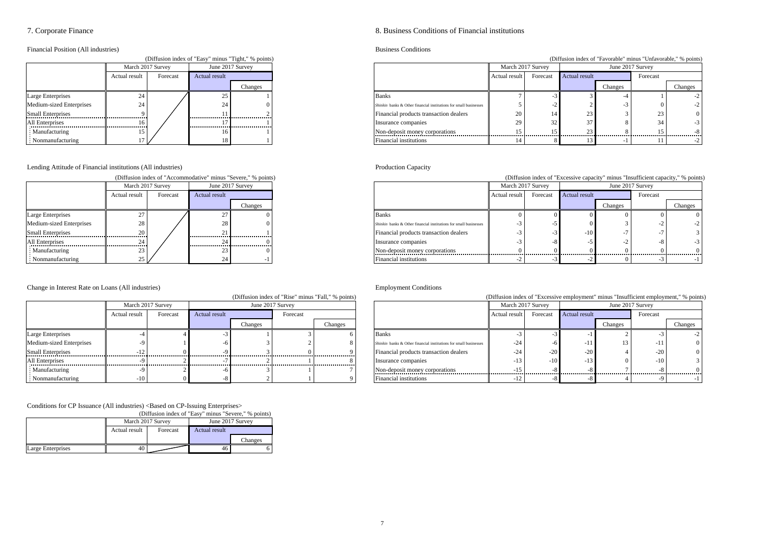## 7. Corporate Finance

### Financial Position (All industries)

(Diffusion index of "Easy" minus "Tight," % points)

| | March 2017 Survey | | June 2017 Survey | |
|---|---|---|---|---|
| | Actual result | Forecast | Actual result | |
| | | | | Changes |
| Large Enterprises | 24 | | 25 | 1 |
| Medium-sized Enterprises | 24 | | 24 | 0 |
| Small Enterprises | 9 | | 11 | 2 |
| All Enterprises | 16 | | 17 | 1 |
| Manufacturing | 15 | | 16 | 1 |
| Nonmanufacturing | 17 | | 18 | 1 |

### Lending Attitude of Financial institutions (All industries)

(Diffusion index of "Accommodative" minus "Severe," % points)

| | March 2017 Survey | | June 2017 Survey | |
|---|---|---|---|---|
| | Actual result | Forecast | Actual result | |
| | | | | Changes |
| Large Enterprises | 27 | | 27 | 0 |
| Medium-sized Enterprises | 28 | | 28 | 0 |
| Small Enterprises | 20 | | 21 | 1 |
| All Enterprises | 24 | | 24 | 0 |
| Manufacturing | 23 | | 23 | 0 |
| Nonmanufacturing | 25 | | 24 | -1 |

### Change in Interest Rate on Loans (All industries)

(Diffusion index of "Rise" minus "Fall," % points)

| | March 2017 Survey | | June 2017 Survey | | | |
|---|---|---|---|---|---|---|
| | Actual result | Forecast | Actual result | | Forecast | |
| | | | | Changes | | Changes |
| Large Enterprises | -4 | 4 | -3 | 1 | 3 | 6 |
| Medium-sized Enterprises | -9 | 1 | -6 | 3 | 2 | 8 |
| Small Enterprises | -12 | 0 | -9 | 3 | 0 | 9 |
| All Enterprises | -9 | 2 | -7 | 2 | 1 | 8 |
| Manufacturing | -9 | 2 | -6 | 3 | 1 | 7 |
| Nonmanufacturing | -10 | 0 | -8 | 2 | 1 | 9 |

### Conditions for CP Issuance (All industries) <Based on CP-Issuing Enterprises>

(Diffusion index of "Easy" minus "Severe," % points)

| | March 2017 Survey | | June 2017 Survey | |
|---|---|---|---|---|
| | Actual result | Forecast | Actual result | |
| | | | | Changes |
| Large Enterprises | 40 | | 46 | 6 |

## 8. Business Conditions of Financial institutions

### Business Conditions

(Diffusion index of "Favorable" minus "Unfavorable," % points)

| | March 2017 Survey | | June 2017 Survey | | | |
|---|---|---|---|---|---|---|
| | Actual result | Forecast | Actual result | | Forecast | |
| | | | | Changes | | Changes |
| Banks | 7 | -3 | 3 | -4 | 1 | -2 |
| *Shinkin* banks & Other financial institutions for small businesses | 5 | -2 | 2 | -3 | 0 | -2 |
| Financial products transaction dealers | 20 | 14 | 23 | 3 | 23 | 0 |
| Insurance companies | 29 | 32 | 37 | 8 | 34 | -3 |
| Non-deposit money corporations | 15 | 15 | 23 | 8 | 15 | -8 |
| Financial institutions | 14 | 8 | 13 | -1 | 11 | -2 |

### Production Capacity

(Diffusion index of "Excessive capacity" minus "Insufficient capacity," % points)

| | March 2017 Survey | | June 2017 Survey | | | |
|---|---|---|---|---|---|---|
| | Actual result | Forecast | Actual result | | Forecast | |
| | | | | Changes | | Changes |
| Banks | 0 | 0 | 0 | 0 | 0 | 0 |
| *Shinkin* banks & Other financial institutions for small businesses | -3 | -5 | 0 | 3 | -2 | -2 |
| Financial products transaction dealers | -3 | -3 | -10 | -7 | -7 | 3 |
| Insurance companies | -3 | -8 | -5 | -2 | -8 | -3 |
| Non-deposit money corporations | 0 | 0 | 0 | 0 | 0 | 0 |
| Financial institutions | -2 | -3 | -2 | 0 | -3 | -1 |

### Employment Conditions

(Diffusion index of "Excessive employment" minus "Insufficient employment," % points)

| | March 2017 Survey | | June 2017 Survey | | | |
|---|---|---|---|---|---|---|
| | Actual result | Forecast | Actual result | | Forecast | |
| | | | | Changes | | Changes |
| Banks | -3 | -3 | -1 | 2 | -3 | -2 |
| *Shinkin* banks & Other financial institutions for small businesses | -24 | -6 | -11 | 13 | -11 | 0 |
| Financial products transaction dealers | -24 | -20 | -20 | 4 | -20 | 0 |
| Insurance companies | -13 | -10 | -13 | 0 | -10 | 3 |
| Non-deposit money corporations | -15 | -8 | -8 | 7 | -8 | 0 |
| Financial institutions | -12 | -8 | -8 | 4 | -9 | -1 |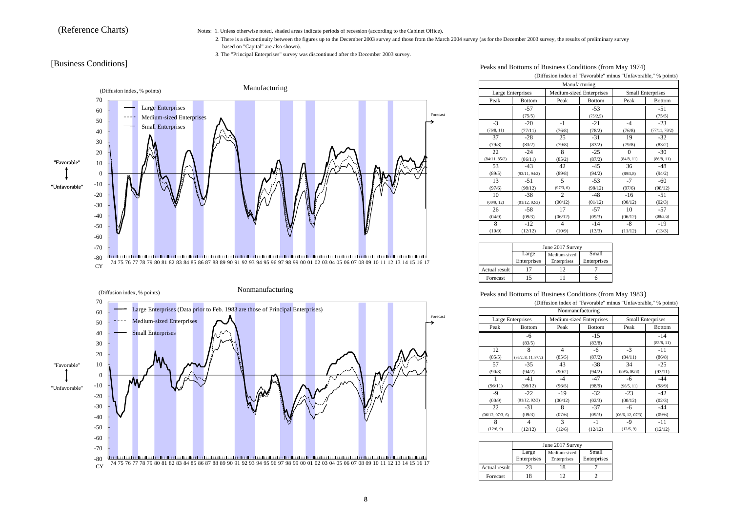(Reference Charts)

Notes: 1. Unless otherwise noted, shaded areas indicate periods of recession (according to the Cabinet Office).

2. There is a discontinuity between the figures up to the December 2003 survey and those from the March 2004 survey (as for the December 2003 survey, the results of preliminary survey based on "Capital" are also shown).

3. The "Principal Enterprises" survey was discontinued after the December 2003 survey.

## [Business Conditions]

### Peaks and Bottoms of Business Conditions (from May 1974)

(Diffusion index of "Favorable" minus "Unfavorable," % points)

| Manufacturing | | | | | |
|---|---|---|---|---|---|
| Large Enterprises | | Medium-sized Enterprises | | Small Enterprises | |
| Peak | Bottom | Peak | Bottom | Peak | Bottom |
| | -57 (75/5) | | -53 (75/2,5) | | -51 (75/5) |
| -3 (76/8, 11) | -20 (77/11) | -1 (76/8) | -21 (78/2) | -4 (76/8) | -23 (77/11, 78/2) |
| 37 (79/8) | -28 (83/2) | 25 (79/8) | -31 (83/2) | 19 (79/8) | -32 (83/2) |
| 22 (84/11, 85/2) | -24 (86/11) | 8 (85/2) | -25 (87/2) | 0 (84/8, 11) | -30 (86/8, 11) |
| 53 (89/5) | -43 (93/11, 94/2) | 42 (89/8) | -45 (94/2) | 36 (89/5,8) | -48 (94/2) |
| 13 (97/6) | -51 (98/12) | 5 (97/3, 6) | -53 (98/12) | -7 (97/6) | -60 (98/12) |
| 10 (00/9, 12) | -38 (01/12, 02/3) | 2 (00/12) | -48 (01/12) | -16 (00/12) | -51 (02/3) |
| 26 (04/9) | -58 (09/3) | 17 (06/12) | -57 (09/3) | 10 (06/12) | -57 (09/3,6) |
| 8 (10/9) | -12 (12/12) | 4 (10/9) | -14 (13/3) | -8 (11/12) | -19 (13/3) |

| | June 2017 Survey | | |
|---|---|---|---|
| | Large Enterprises | Medium-sized Enterprises | Small Enterprises |
| Actual result | 17 | 12 | 7 |
| Forecast | 15 | 11 | 6 |

### Peaks and Bottoms of Business Conditions (from May 1983)

(Diffusion index of "Favorable" minus "Unfavorable," % points)

| Nonmanufacturing | | | | | |
|---|---|---|---|---|---|
| Large Enterprises | | Medium-sized Enterprises | | Small Enterprises | |
| Peak | Bottom | Peak | Bottom | Peak | Bottom |
| | -6 (83/5) | | -15 (83/8) | | -14 (83/8, 11) |
| 12 (85/5) | 8 (86/2, 8, 11, 87/2) | 4 (85/5) | -6 (87/2) | -3 (84/11) | -11 (86/8) |
| 57 (90/8) | -35 (94/2) | 43 (90/2) | -38 (94/2) | 34 (89/5, 90/8) | -25 (93/11) |
| 1 (96/11) | -41 (98/12) | -4 (96/5) | -47 (98/9) | -6 (96/5, 11) | -44 (98/9) |
| -9 (00/9) | -22 (01/12, 02/3) | -19 (00/12) | -32 (02/3) | -23 (00/12) | -42 (02/3) |
| 22 (06/12, 07/3, 6) | -31 (09/3) | 8 (07/6) | -37 (09/3) | -6 (06/6, 12, 07/3) | -44 (09/6) |
| 8 (12/6, 9) | 4 (12/12) | 3 (12/6) | -1 (12/12) | -9 (12/6, 9) | -11 (12/12) |

| | June 2017 Survey | | |
|---|---|---|---|
| | Large Enterprises | Medium-sized Enterprises | Small Enterprises |
| Actual result | 23 | 18 | 7 |
| Forecast | 18 | 12 | 2 |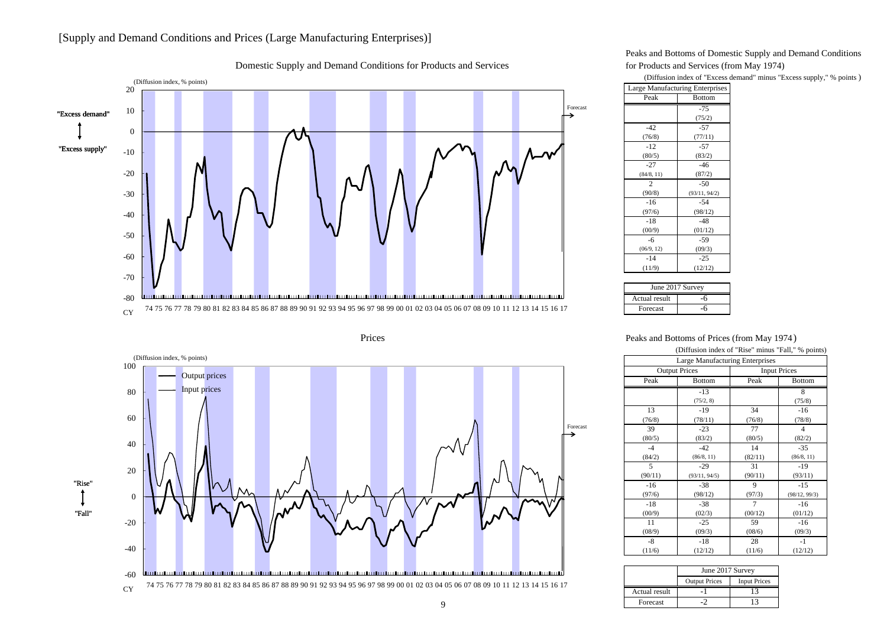## [Supply and Demand Conditions and Prices (Large Manufacturing Enterprises)]

### Domestic Supply and Demand Conditions for Products and Services

(Diffusion index, % points)

"Excess demand" / "Excess supply"

Forecast

CY 74 75 76 77 78 79 80 81 82 83 84 85 86 87 88 89 90 91 92 93 94 95 96 97 98 99 00 01 02 03 04 05 06 07 08 09 10 11 12 13 14 15 16 17

### Peaks and Bottoms of Domestic Supply and Demand Conditions for Products and Services (from May 1974)

(Diffusion index of "Excess demand" minus "Excess supply," % points )

| Large Manufacturing Enterprises | |
|---|---|
| Peak | Bottom |
| | -75 (75/2) |
| -42 (76/8) | -57 (77/11) |
| -12 (80/5) | -57 (83/2) |
| -27 (84/8, 11) | -46 (87/2) |
| 2 (90/8) | -50 (93/11, 94/2) |
| -16 (97/6) | -54 (98/12) |
| -18 (00/9) | -48 (01/12) |
| -6 (06/9, 12) | -59 (09/3) |
| -14 (11/9) | -25 (12/12) |

| June 2017 Survey | |
|---|---|
| Actual result | -6 |
| Forecast | -6 |

### Prices

(Diffusion index, % points)

Output prices / Input prices

"Rise" / "Fall"

Forecast

CY 74 75 76 77 78 79 80 81 82 83 84 85 86 87 88 89 90 91 92 93 94 95 96 97 98 99 00 01 02 03 04 05 06 07 08 09 10 11 12 13 14 15 16 17

### Peaks and Bottoms of Prices (from May 1974)

(Diffusion index of "Rise" minus "Fall," % points)

| Large Manufacturing Enterprises | | | |
|---|---|---|---|
| Output Prices | | Input Prices | |
| Peak | Bottom | Peak | Bottom |
| | -13 (75/2, 8) | | 8 (75/8) |
| 13 (76/8) | -19 (78/11) | 34 (76/8) | -16 (78/8) |
| 39 (80/5) | -23 (83/2) | 77 (80/5) | 4 (82/2) |
| -4 (84/2) | -42 (86/8, 11) | 14 (82/11) | -35 (86/8, 11) |
| 5 (90/11) | -29 (93/11, 94/5) | 31 (90/11) | -19 (93/11) |
| -16 (97/6) | -38 (98/12) | 9 (97/3) | -15 (98/12, 99/3) |
| -18 (00/9) | -38 (02/3) | 7 (00/12) | -16 (01/12) |
| 11 (08/9) | -25 (09/3) | 59 (08/6) | -16 (09/3) |
| -8 (11/6) | -18 (12/12) | 28 (11/6) | -1 (12/12) |

| | June 2017 Survey | |
|---|---|---|
| | Output Prices | Input Prices |
| Actual result | -1 | 13 |
| Forecast | -2 | 13 |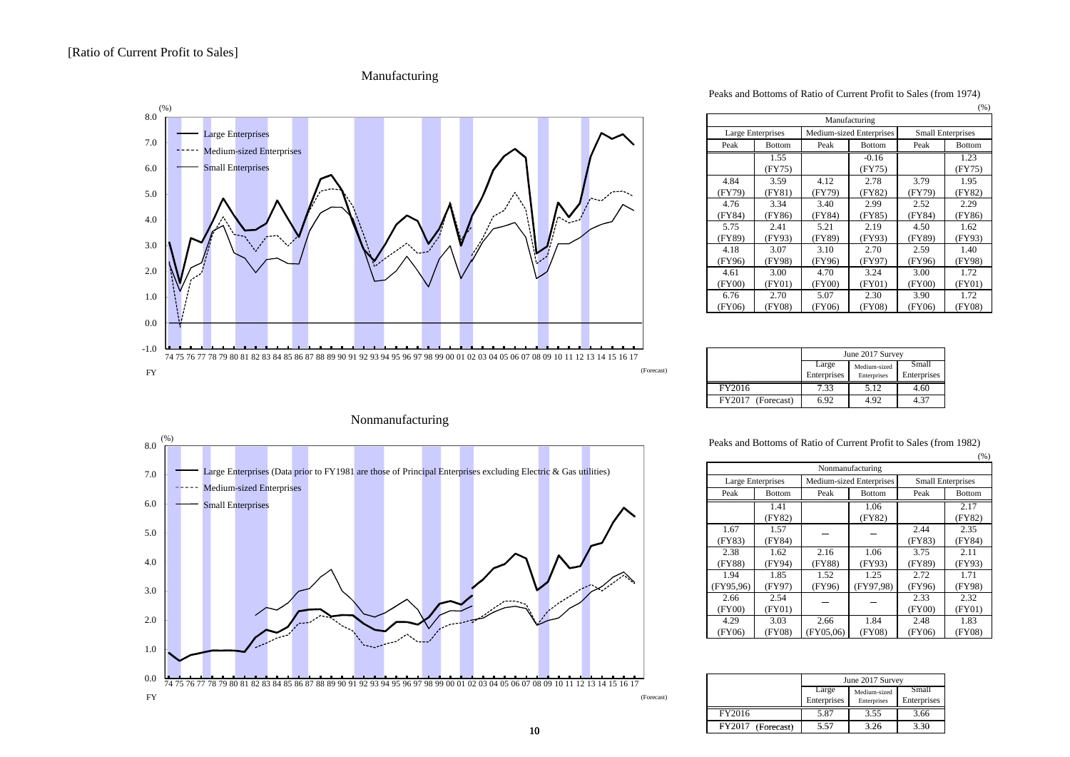# [Ratio of Current Profit to Sales]

## Manufacturing

(%)

- Large Enterprises
- Medium-sized Enterprises
- Small Enterprises

FY 74 75 76 77 78 79 80 81 82 83 84 85 86 87 88 89 90 91 92 93 94 95 96 97 98 99 00 01 02 03 04 05 06 07 08 09 10 11 12 13 14 15 16 17 (Forecast)

Peaks and Bottoms of Ratio of Current Profit to Sales (from 1974)

(%)

| Manufacturing | | | | | |
|---|---|---|---|---|---|
| Large Enterprises | | Medium-sized Enterprises | | Small Enterprises | |
| Peak | Bottom | Peak | Bottom | Peak | Bottom |
| | 1.55 (FY75) | | -0.16 (FY75) | | 1.23 (FY75) |
| 4.84 (FY79) | 3.59 (FY81) | 4.12 (FY79) | 2.78 (FY82) | 3.79 (FY79) | 1.95 (FY82) |
| 4.76 (FY84) | 3.34 (FY86) | 3.40 (FY84) | 2.99 (FY85) | 2.52 (FY84) | 2.29 (FY86) |
| 5.75 (FY89) | 2.41 (FY93) | 5.21 (FY89) | 2.19 (FY93) | 4.50 (FY89) | 1.62 (FY93) |
| 4.18 (FY96) | 3.07 (FY98) | 3.10 (FY96) | 2.70 (FY97) | 2.59 (FY96) | 1.40 (FY98) |
| 4.61 (FY00) | 3.00 (FY01) | 4.70 (FY00) | 3.24 (FY01) | 3.00 (FY00) | 1.72 (FY01) |
| 6.76 (FY06) | 2.70 (FY08) | 5.07 (FY06) | 2.30 (FY08) | 3.90 (FY06) | 1.72 (FY08) |

| | June 2017 Survey | | |
|---|---|---|---|
| | Large Enterprises | Medium-sized Enterprises | Small Enterprises |
| FY2016 | 7.33 | 5.12 | 4.60 |
| FY2017 (Forecast) | 6.92 | 4.92 | 4.37 |

## Nonmanufacturing

(%)

- Large Enterprises (Data prior to FY1981 are those of Principal Enterprises excluding Electric & Gas utilities)
- Medium-sized Enterprises
- Small Enterprises

FY 74 75 76 77 78 79 80 81 82 83 84 85 86 87 88 89 90 91 92 93 94 95 96 97 98 99 00 01 02 03 04 05 06 07 08 09 10 11 12 13 14 15 16 17 (Forecast)

Peaks and Bottoms of Ratio of Current Profit to Sales (from 1982)

(%)

| Nonmanufacturing | | | | | |
|---|---|---|---|---|---|
| Large Enterprises | | Medium-sized Enterprises | | Small Enterprises | |
| Peak | Bottom | Peak | Bottom | Peak | Bottom |
| | 1.41 (FY82) | | 1.06 (FY82) | | 2.17 (FY82) |
| 1.67 (FY83) | 1.57 (FY84) | — | — | 2.44 (FY83) | 2.35 (FY84) |
| 2.38 (FY88) | 1.62 (FY94) | 2.16 (FY88) | 1.06 (FY93) | 3.75 (FY89) | 2.11 (FY93) |
| 1.94 (FY95,96) | 1.85 (FY97) | 1.52 (FY96) | 1.25 (FY97,98) | 2.72 (FY96) | 1.71 (FY98) |
| 2.66 (FY00) | 2.54 (FY01) | — | — | 2.33 (FY00) | 2.32 (FY01) |
| 4.29 (FY06) | 3.03 (FY08) | 2.66 (FY05,06) | 1.84 (FY08) | 2.48 (FY06) | 1.83 (FY08) |

| | June 2017 Survey | | |
|---|---|---|---|
| | Large Enterprises | Medium-sized Enterprises | Small Enterprises |
| FY2016 | 5.87 | 3.55 | 3.66 |
| FY2017 (Forecast) | 5.57 | 3.26 | 3.30 |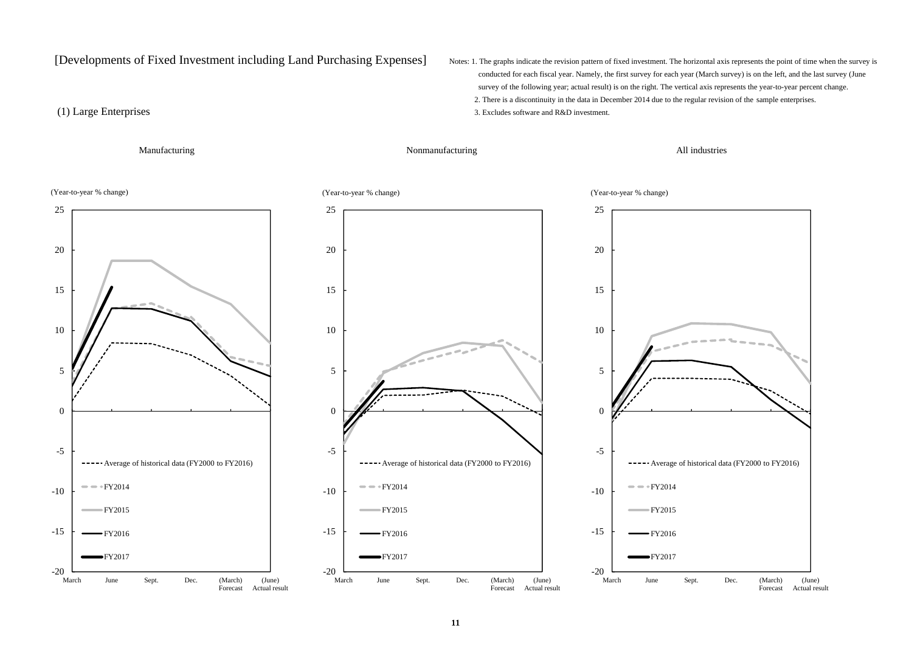[Developments of Fixed Investment including Land Purchasing Expenses]

Notes: 1. The graphs indicate the revision pattern of fixed investment. The horizontal axis represents the point of time when the survey is conducted for each fiscal year. Namely, the first survey for each year (March survey) is on the left, and the last survey (June survey of the following year; actual result) is on the right. The vertical axis represents the year-to-year percent change.
2. There is a discontinuity in the data in December 2014 due to the regular revision of the sample enterprises.
3. Excludes software and R&D investment.

(1) Large Enterprises

Manufacturing

(Year-to-year % change)

Legend: Average of historical data (FY2000 to FY2016); FY2014; FY2015; FY2016; FY2017

Horizontal axis: March; June; Sept.; Dec.; (March) Forecast; (June) Actual result

Nonmanufacturing

(Year-to-year % change)

Legend: Average of historical data (FY2000 to FY2016); FY2014; FY2015; FY2016; FY2017

Horizontal axis: March; June; Sept.; Dec.; (March) Forecast; (June) Actual result

All industries

(Year-to-year % change)

Legend: Average of historical data (FY2000 to FY2016); FY2014; FY2015; FY2016; FY2017

Horizontal axis: March; June; Sept.; Dec.; (March) Forecast; (June) Actual result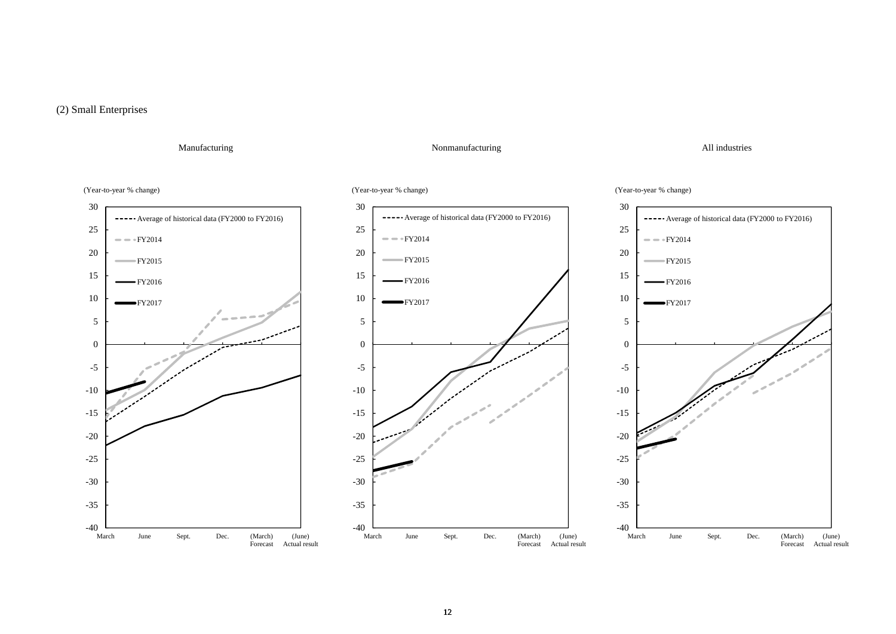(2) Small Enterprises

Manufacturing

(Year-to-year % change)

Nonmanufacturing

(Year-to-year % change)

All industries

(Year-to-year % change)

Legend: Average of historical data (FY2000 to FY2016); FY2014; FY2015; FY2016; FY2017

Horizontal axis: March, June, Sept., Dec., (March) Forecast, (June) Actual result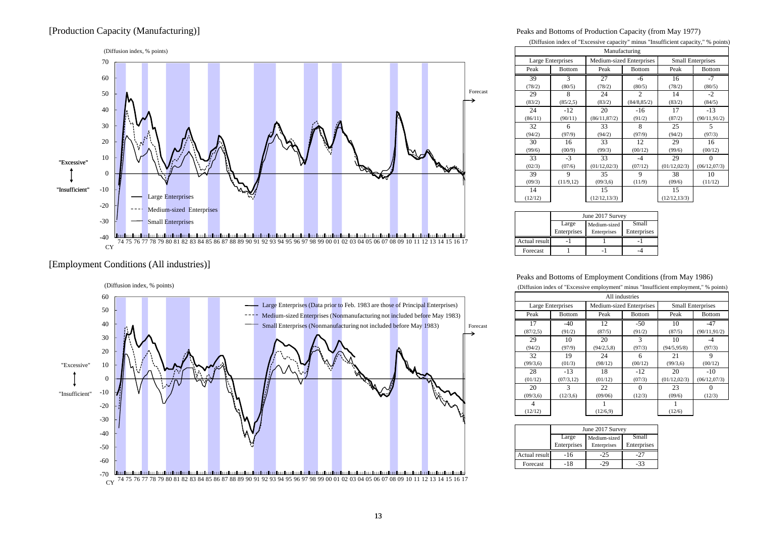## [Production Capacity (Manufacturing)]

(Diffusion index, % points)

"Excessive" / "Insufficient"

Large Enterprises
Medium-sized Enterprises
Small Enterprises

Forecast

CY 74 75 76 77 78 79 80 81 82 83 84 85 86 87 88 89 90 91 92 93 94 95 96 97 98 99 00 01 02 03 04 05 06 07 08 09 10 11 12 13 14 15 16 17

### Peaks and Bottoms of Production Capacity (from May 1977)

(Diffusion index of "Excessive capacity" minus "Insufficient capacity," % points)

| Manufacturing | | | | | |
|---|---|---|---|---|---|
| Large Enterprises | | Medium-sized Enterprises | | Small Enterprises | |
| Peak | Bottom | Peak | Bottom | Peak | Bottom |
| 39 (78/2) | 3 (80/5) | 27 (78/2) | -6 (80/5) | 16 (78/2) | -7 (80/5) |
| 29 (83/2) | 8 (85/2,5) | 24 (83/2) | 2 (84/8,85/2) | 14 (83/2) | -2 (84/5) |
| 24 (86/11) | -12 (90/11) | 20 (86/11,87/2) | -16 (91/2) | 17 (87/2) | -13 (90/11,91/2) |
| 32 (94/2) | 6 (97/9) | 33 (94/2) | 8 (97/9) | 25 (94/2) | 5 (97/3) |
| 30 (99/6) | 16 (00/9) | 33 (99/3) | 12 (00/12) | 29 (99/6) | 16 (00/12) |
| 33 (02/3) | -3 (07/6) | 33 (01/12,02/3) | -4 (07/12) | 29 (01/12,02/3) | 0 (06/12,07/3) |
| 39 (09/3) | 9 (11/9,12) | 35 (09/3,6) | 9 (11/9) | 38 (09/6) | 10 (11/12) |
| 14 (12/12) | | 15 (12/12,13/3) | | 15 (12/12,13/3) | |

| | June 2017 Survey | | |
|---|---|---|---|
| | Large Enterprises | Medium-sized Enterprises | Small Enterprises |
| Actual result | -1 | 1 | -1 |
| Forecast | 1 | -1 | -4 |

## [Employment Conditions (All industries)]

(Diffusion index, % points)

"Excessive" / "Insufficient"

Large Enterprises (Data prior to Feb. 1983 are those of Principal Enterprises)
Medium-sized Enterprises (Nonmanufacturing not included before May 1983)
Small Enterprises (Nonmanufacturing not included before May 1983)

Forecast

CY 74 75 76 77 78 79 80 81 82 83 84 85 86 87 88 89 90 91 92 93 94 95 96 97 98 99 00 01 02 03 04 05 06 07 08 09 10 11 12 13 14 15 16 17

### Peaks and Bottoms of Employment Conditions (from May 1986)

(Diffusion index of "Excessive employment" minus "Insufficient employment," % points)

| All industries | | | | | |
|---|---|---|---|---|---|
| Large Enterprises | | Medium-sized Enterprises | | Small Enterprises | |
| Peak | Bottom | Peak | Bottom | Peak | Bottom |
| 17 (87/2,5) | -40 (91/2) | 12 (87/5) | -50 (91/2) | 10 (87/5) | -47 (90/11,91/2) |
| 29 (94/2) | 10 (97/9) | 20 (94/2,5,8) | 3 (97/3) | 10 (94/5,95/8) | -4 (97/3) |
| 32 (99/3,6) | 19 (01/3) | 24 (98/12) | 6 (00/12) | 21 (99/3,6) | 9 (00/12) |
| 28 (01/12) | -13 (07/3,12) | 18 (01/12) | -12 (07/3) | 20 (01/12,02/3) | -10 (06/12,07/3) |
| 20 (09/3,6) | 3 (12/3,6) | 22 (09/06) | 0 (12/3) | 23 (09/6) | 0 (12/3) |
| 4 (12/12) | | 1 (12/6,9) | | 1 (12/6) | |

| | June 2017 Survey | | |
|---|---|---|---|
| | Large Enterprises | Medium-sized Enterprises | Small Enterprises |
| Actual result | -16 | -25 | -27 |
| Forecast | -18 | -29 | -33 |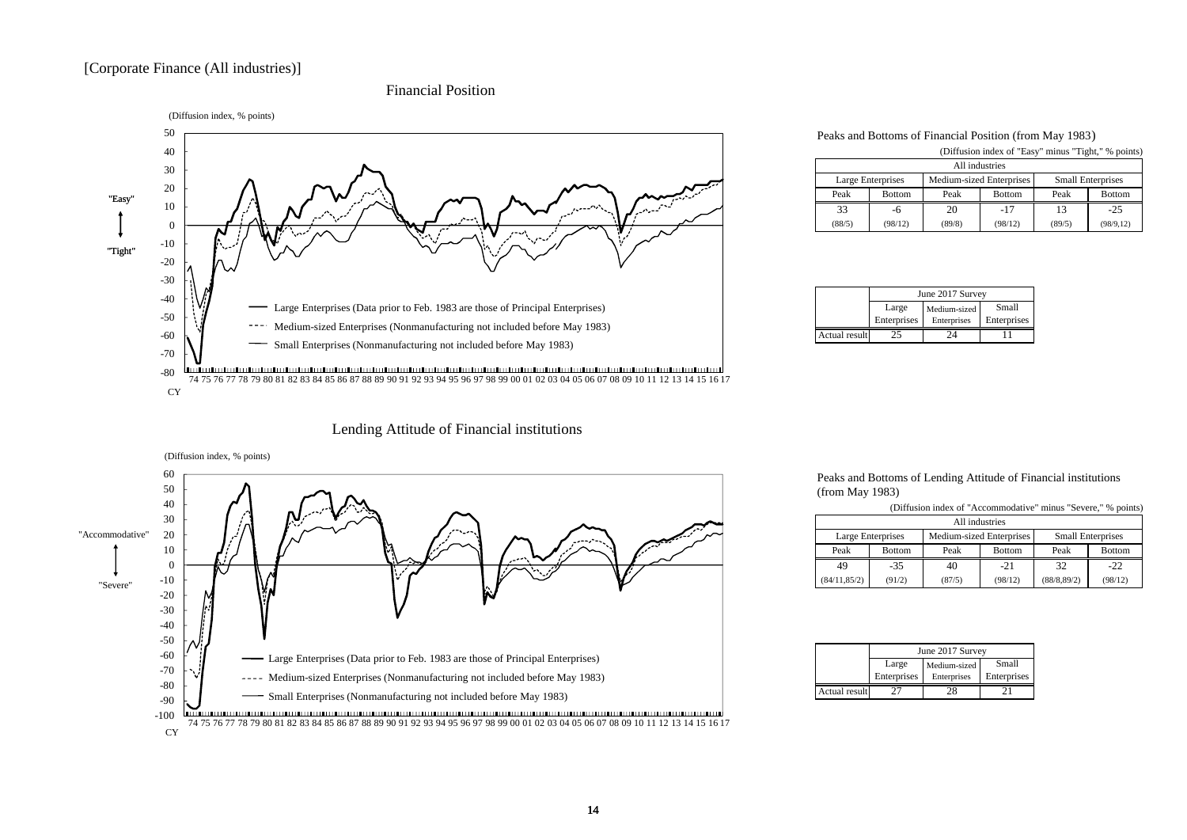[Corporate Finance (All industries)]

## Financial Position

(Diffusion index, % points)

"Easy"

"Tight"

50
40
30
20
10
0
-10
-20
-30
-40
-50
-60
-70
-80

Large Enterprises (Data prior to Feb. 1983 are those of Principal Enterprises)

Medium-sized Enterprises (Nonmanufacturing not included before May 1983)

Small Enterprises (Nonmanufacturing not included before May 1983)

74 75 76 77 78 79 80 81 82 83 84 85 86 87 88 89 90 91 92 93 94 95 96 97 98 99 00 01 02 03 04 05 06 07 08 09 10 11 12 13 14 15 16 17

CY

Peaks and Bottoms of Financial Position (from May 1983)

(Diffusion index of "Easy" minus "Tight," % points)

| All industries | | | | | |
|---|---|---|---|---|---|
| Large Enterprises | | Medium-sized Enterprises | | Small Enterprises | |
| Peak | Bottom | Peak | Bottom | Peak | Bottom |
| 33 | -6 | 20 | -17 | 13 | -25 |
| (88/5) | (98/12) | (89/8) | (98/12) | (89/5) | (98/9,12) |

| | June 2017 Survey | | |
|---|---|---|---|
| | Large Enterprises | Medium-sized Enterprises | Small Enterprises |
| Actual result | 25 | 24 | 11 |

## Lending Attitude of Financial institutions

(Diffusion index, % points)

"Accommodative"

"Severe"

60
50
40
30
20
10
0
-10
-20
-30
-40
-50
-60
-70
-80
-90
-100

Large Enterprises (Data prior to Feb. 1983 are those of Principal Enterprises)

Medium-sized Enterprises (Nonmanufacturing not included before May 1983)

Small Enterprises (Nonmanufacturing not included before May 1983)

74 75 76 77 78 79 80 81 82 83 84 85 86 87 88 89 90 91 92 93 94 95 96 97 98 99 00 01 02 03 04 05 06 07 08 09 10 11 12 13 14 15 16 17

CY

Peaks and Bottoms of Lending Attitude of Financial institutions (from May 1983)

(Diffusion index of "Accommodative" minus "Severe," % points)

| All industries | | | | | |
|---|---|---|---|---|---|
| Large Enterprises | | Medium-sized Enterprises | | Small Enterprises | |
| Peak | Bottom | Peak | Bottom | Peak | Bottom |
| 49 | -35 | 40 | -21 | 32 | -22 |
| (84/11,85/2) | (91/2) | (87/5) | (98/12) | (88/8,89/2) | (98/12) |

| | June 2017 Survey | | |
|---|---|---|---|
| | Large Enterprises | Medium-sized Enterprises | Small Enterprises |
| Actual result | 27 | 28 | 21 |